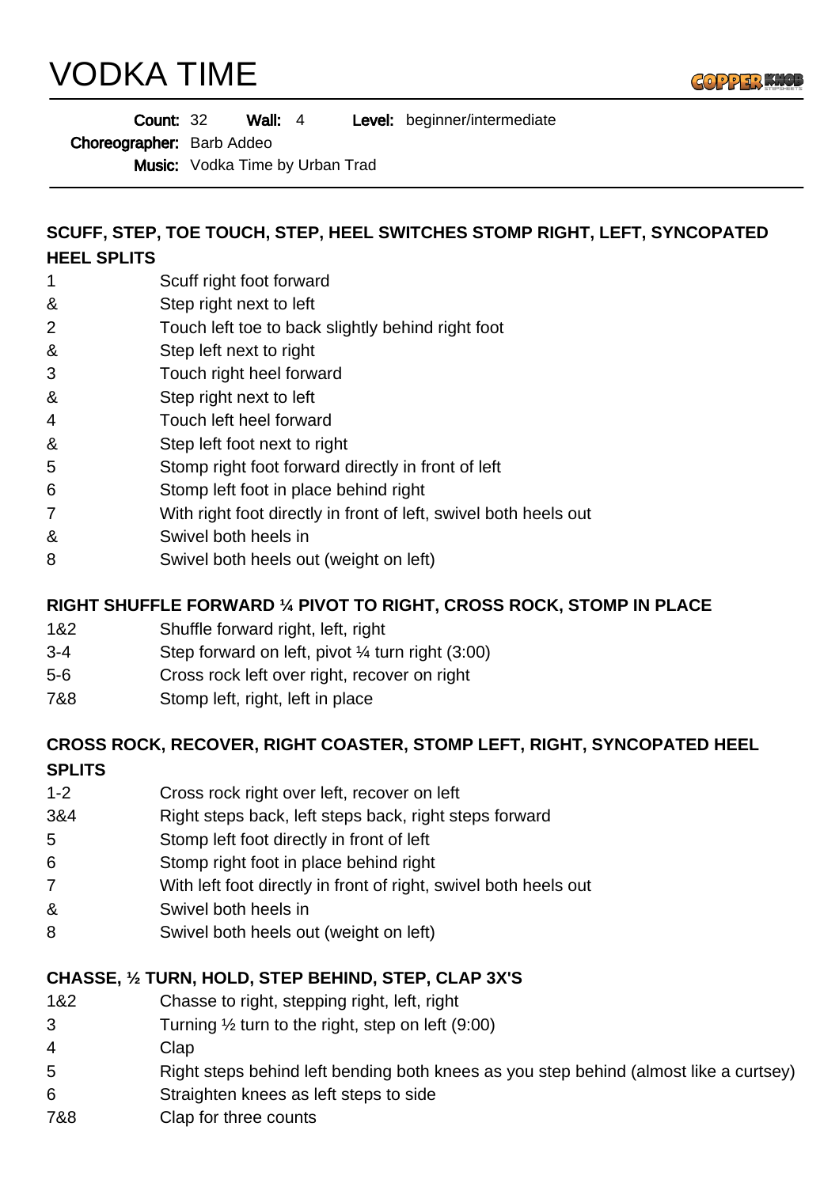# VODKA TIME

**Count:** 32 **Wall:** 4 **Level:** beginner/intermediate

**Choreographer:** Barb Addeo

**Music:** Vodka Time by Urban Trad

---

**SCUFF, STEP, TOE TOUCH, STEP, HEEL SWITCHES STOMP RIGHT, LEFT, SYNCOPATED HEEL SPLITS**

| | |
|---|---|
| 1 | Scuff right foot forward |
| & | Step right next to left |
| 2 | Touch left toe to back slightly behind right foot |
| & | Step left next to right |
| 3 | Touch right heel forward |
| & | Step right next to left |
| 4 | Touch left heel forward |
| & | Step left foot next to right |
| 5 | Stomp right foot forward directly in front of left |
| 6 | Stomp left foot in place behind right |
| 7 | With right foot directly in front of left, swivel both heels out |
| & | Swivel both heels in |
| 8 | Swivel both heels out (weight on left) |

**RIGHT SHUFFLE FORWARD ¼ PIVOT TO RIGHT, CROSS ROCK, STOMP IN PLACE**

| | |
|---|---|
| 1&2 | Shuffle forward right, left, right |
| 3-4 | Step forward on left, pivot ¼ turn right (3:00) |
| 5-6 | Cross rock left over right, recover on right |
| 7&8 | Stomp left, right, left in place |

**CROSS ROCK, RECOVER, RIGHT COASTER, STOMP LEFT, RIGHT, SYNCOPATED HEEL SPLITS**

| | |
|---|---|
| 1-2 | Cross rock right over left, recover on left |
| 3&4 | Right steps back, left steps back, right steps forward |
| 5 | Stomp left foot directly in front of left |
| 6 | Stomp right foot in place behind right |
| 7 | With left foot directly in front of right, swivel both heels out |
| & | Swivel both heels in |
| 8 | Swivel both heels out (weight on left) |

**CHASSE, ½ TURN, HOLD, STEP BEHIND, STEP, CLAP 3X'S**

| | |
|---|---|
| 1&2 | Chasse to right, stepping right, left, right |
| 3 | Turning ½ turn to the right, step on left (9:00) |
| 4 | Clap |
| 5 | Right steps behind left bending both knees as you step behind (almost like a curtsey) |
| 6 | Straighten knees as left steps to side |
| 7&8 | Clap for three counts |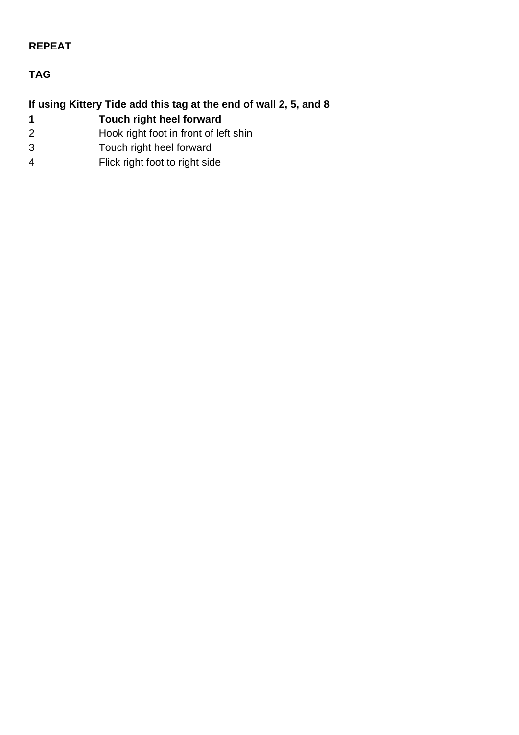**REPEAT**

**TAG**

**If using Kittery Tide add this tag at the end of wall 2, 5, and 8**

| | |
|---|---|
| **1** | **Touch right heel forward** |
| 2 | Hook right foot in front of left shin |
| 3 | Touch right heel forward |
| 4 | Flick right foot to right side |